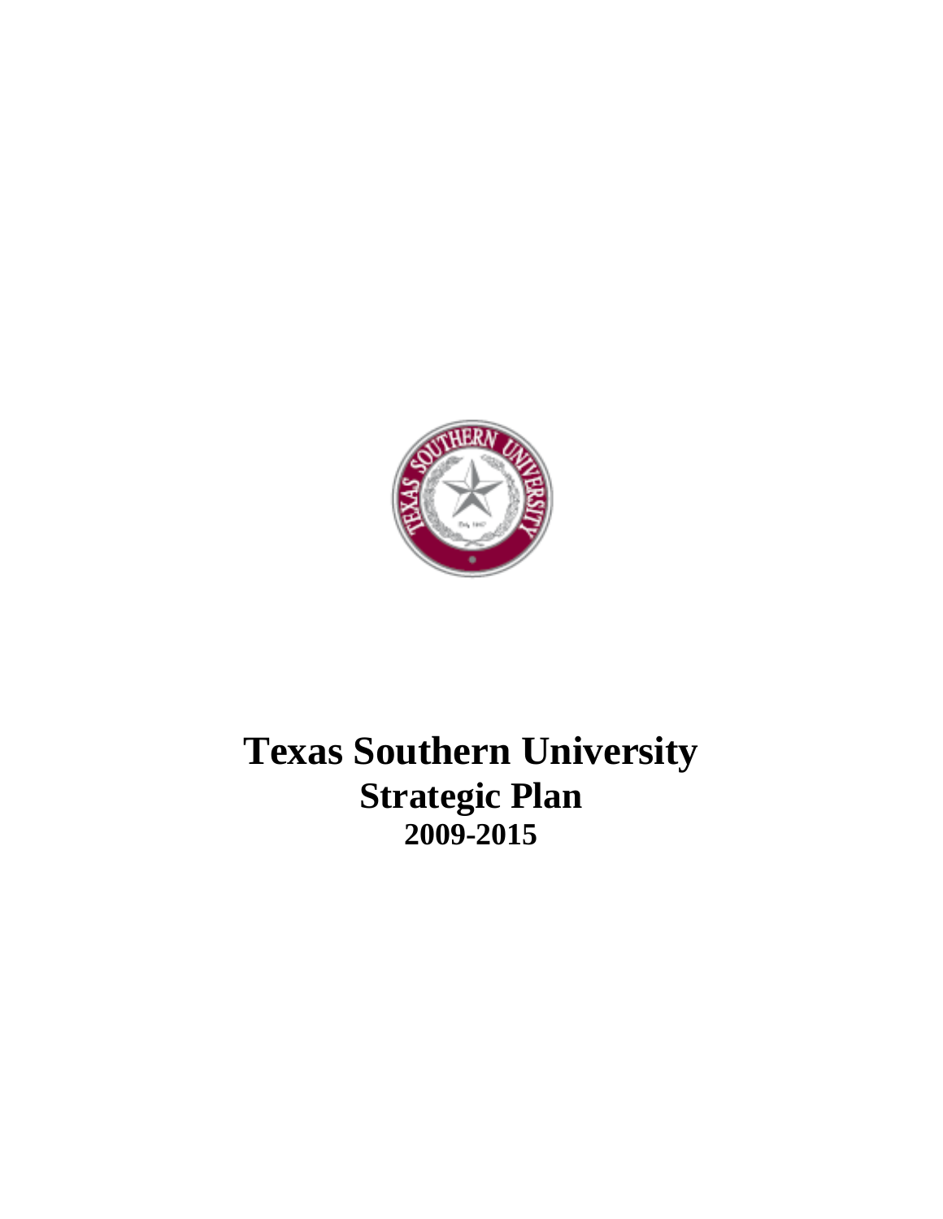# Texas Southern University

## Strategic Plan

### 2009-2015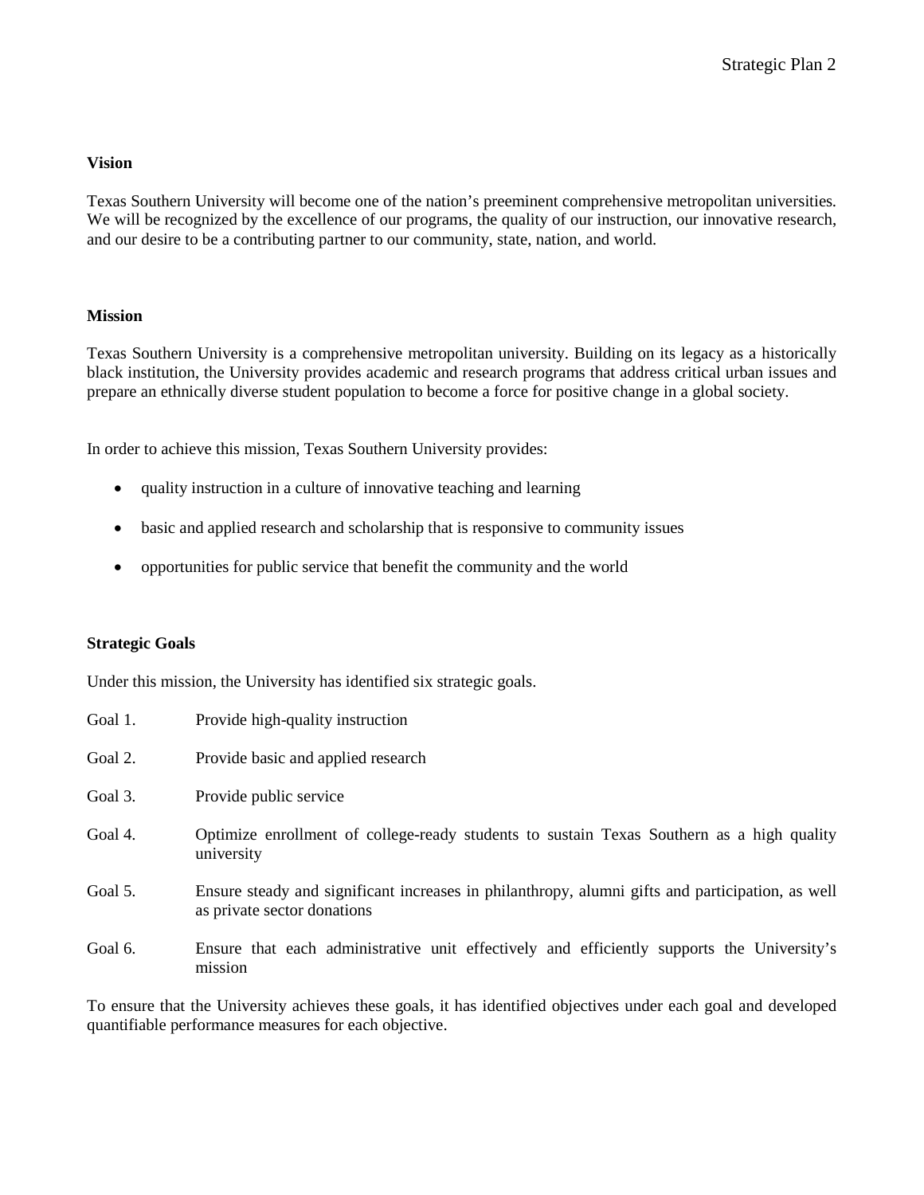## Vision

Texas Southern University will become one of the nation's preeminent comprehensive metropolitan universities. We will be recognized by the excellence of our programs, the quality of our instruction, our innovative research, and our desire to be a contributing partner to our community, state, nation, and world.

## Mission

Texas Southern University is a comprehensive metropolitan university. Building on its legacy as a historically black institution, the University provides academic and research programs that address critical urban issues and prepare an ethnically diverse student population to become a force for positive change in a global society.

In order to achieve this mission, Texas Southern University provides:

- quality instruction in a culture of innovative teaching and learning
- basic and applied research and scholarship that is responsive to community issues
- opportunities for public service that benefit the community and the world

## Strategic Goals

Under this mission, the University has identified six strategic goals.

Goal 1. Provide high-quality instruction

Goal 2. Provide basic and applied research

Goal 3. Provide public service

Goal 4. Optimize enrollment of college-ready students to sustain Texas Southern as a high quality university

Goal 5. Ensure steady and significant increases in philanthropy, alumni gifts and participation, as well as private sector donations

Goal 6. Ensure that each administrative unit effectively and efficiently supports the University's mission

To ensure that the University achieves these goals, it has identified objectives under each goal and developed quantifiable performance measures for each objective.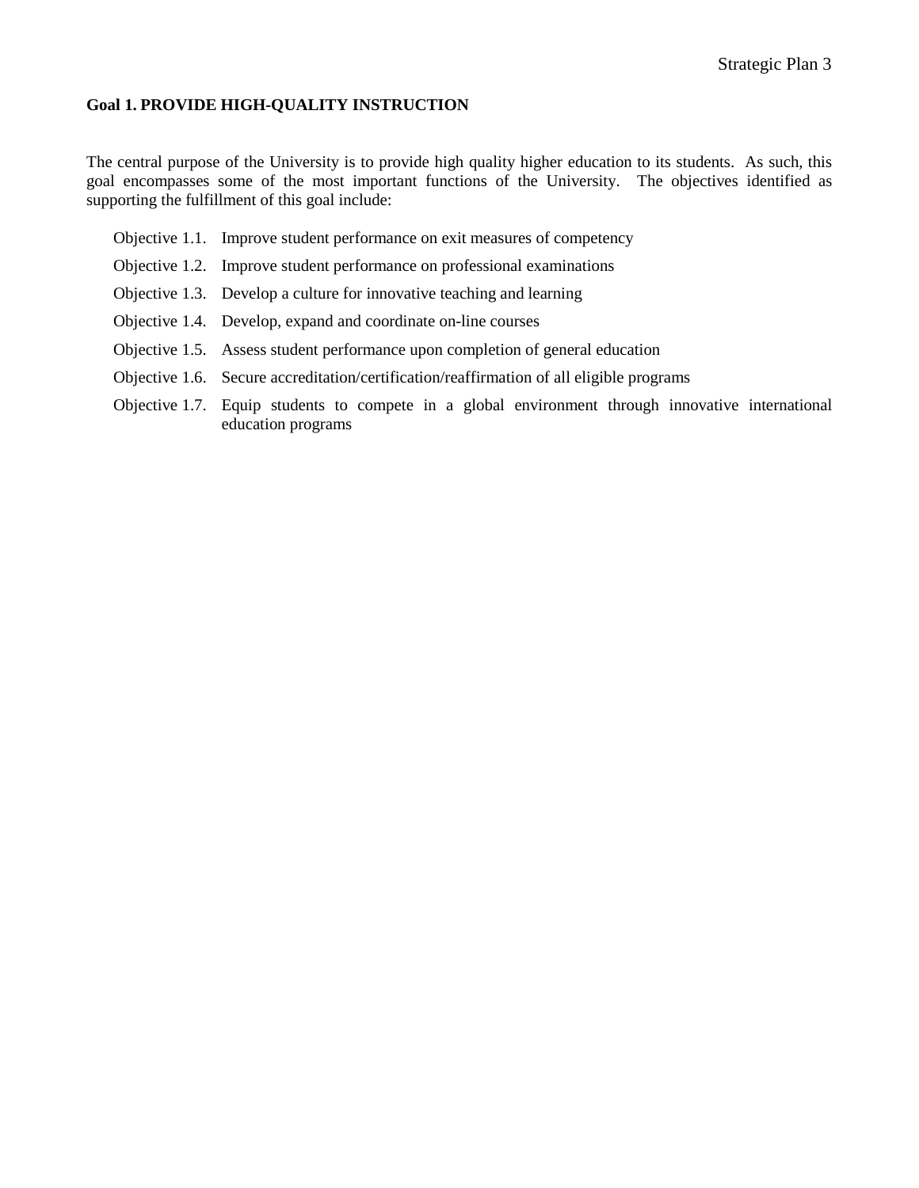**Goal 1. PROVIDE HIGH-QUALITY INSTRUCTION**

The central purpose of the University is to provide high quality higher education to its students. As such, this goal encompasses some of the most important functions of the University. The objectives identified as supporting the fulfillment of this goal include:

- Objective 1.1. Improve student performance on exit measures of competency
- Objective 1.2. Improve student performance on professional examinations
- Objective 1.3. Develop a culture for innovative teaching and learning
- Objective 1.4. Develop, expand and coordinate on-line courses
- Objective 1.5. Assess student performance upon completion of general education
- Objective 1.6. Secure accreditation/certification/reaffirmation of all eligible programs
- Objective 1.7. Equip students to compete in a global environment through innovative international education programs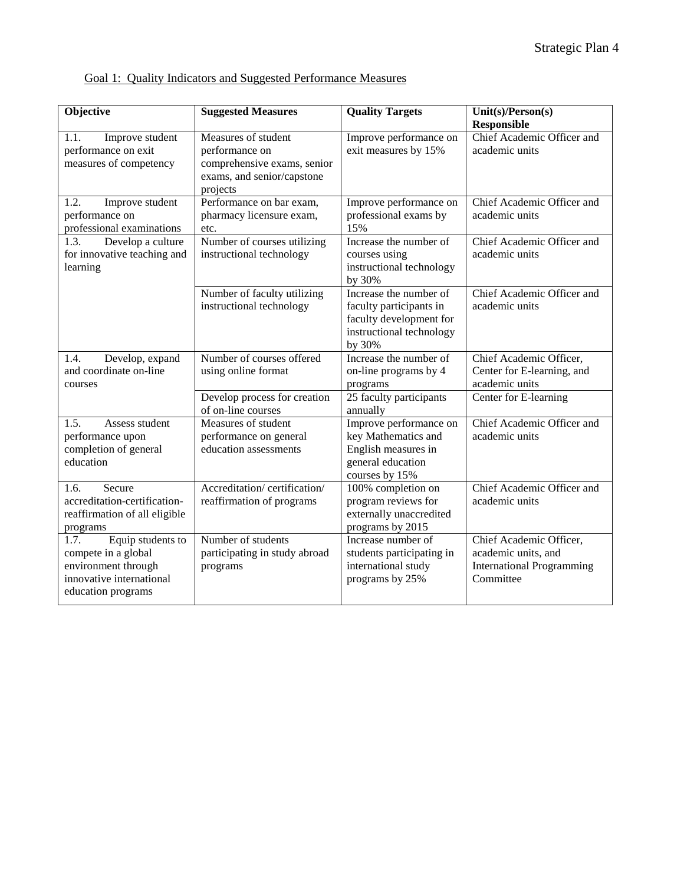Goal 1: Quality Indicators and Suggested Performance Measures

| Objective | Suggested Measures | Quality Targets | Unit(s)/Person(s) Responsible |
|---|---|---|---|
| 1.1. Improve student performance on exit measures of competency | Measures of student performance on comprehensive exams, senior exams, and senior/capstone projects | Improve performance on exit measures by 15% | Chief Academic Officer and academic units |
| 1.2. Improve student performance on professional examinations | Performance on bar exam, pharmacy licensure exam, etc. | Improve performance on professional exams by 15% | Chief Academic Officer and academic units |
| 1.3. Develop a culture for innovative teaching and learning | Number of courses utilizing instructional technology | Increase the number of courses using instructional technology by 30% | Chief Academic Officer and academic units |
| | Number of faculty utilizing instructional technology | Increase the number of faculty participants in faculty development for instructional technology by 30% | Chief Academic Officer and academic units |
| 1.4. Develop, expand and coordinate on-line courses | Number of courses offered using online format | Increase the number of on-line programs by 4 programs | Chief Academic Officer, Center for E-learning, and academic units |
| | Develop process for creation of on-line courses | 25 faculty participants annually | Center for E-learning |
| 1.5. Assess student performance upon completion of general education | Measures of student performance on general education assessments | Improve performance on key Mathematics and English measures in general education courses by 15% | Chief Academic Officer and academic units |
| 1.6. Secure accreditation-certification-reaffirmation of all eligible programs | Accreditation/ certification/ reaffirmation of programs | 100% completion on program reviews for externally unaccredited programs by 2015 | Chief Academic Officer and academic units |
| 1.7. Equip students to compete in a global environment through innovative international education programs | Number of students participating in study abroad programs | Increase number of students participating in international study programs by 25% | Chief Academic Officer, academic units, and International Programming Committee |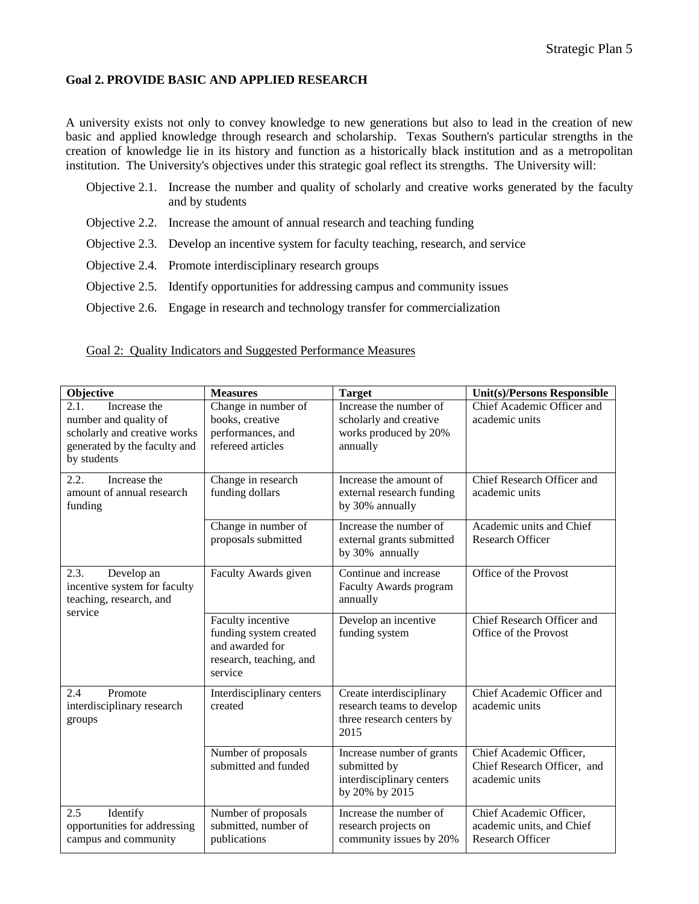**Goal 2. PROVIDE BASIC AND APPLIED RESEARCH**

A university exists not only to convey knowledge to new generations but also to lead in the creation of new basic and applied knowledge through research and scholarship. Texas Southern's particular strengths in the creation of knowledge lie in its history and function as a historically black institution and as a metropolitan institution. The University's objectives under this strategic goal reflect its strengths. The University will:

Objective 2.1. Increase the number and quality of scholarly and creative works generated by the faculty and by students

Objective 2.2. Increase the amount of annual research and teaching funding

Objective 2.3. Develop an incentive system for faculty teaching, research, and service

Objective 2.4. Promote interdisciplinary research groups

Objective 2.5. Identify opportunities for addressing campus and community issues

Objective 2.6. Engage in research and technology transfer for commercialization

Goal 2: Quality Indicators and Suggested Performance Measures

| Objective | Measures | Target | Unit(s)/Persons Responsible |
|---|---|---|---|
| 2.1. Increase the number and quality of scholarly and creative works generated by the faculty and by students | Change in number of books, creative performances, and refereed articles | Increase the number of scholarly and creative works produced by 20% annually | Chief Academic Officer and academic units |
| 2.2. Increase the amount of annual research funding | Change in research funding dollars | Increase the amount of external research funding by 30% annually | Chief Research Officer and academic units |
| | Change in number of proposals submitted | Increase the number of external grants submitted by 30% annually | Academic units and Chief Research Officer |
| 2.3. Develop an incentive system for faculty teaching, research, and service | Faculty Awards given | Continue and increase Faculty Awards program annually | Office of the Provost |
| | Faculty incentive funding system created and awarded for research, teaching, and service | Develop an incentive funding system | Chief Research Officer and Office of the Provost |
| 2.4 Promote interdisciplinary research groups | Interdisciplinary centers created | Create interdisciplinary research teams to develop three research centers by 2015 | Chief Academic Officer and academic units |
| | Number of proposals submitted and funded | Increase number of grants submitted by interdisciplinary centers by 20% by 2015 | Chief Academic Officer, Chief Research Officer, and academic units |
| 2.5 Identify opportunities for addressing campus and community | Number of proposals submitted, number of publications | Increase the number of research projects on community issues by 20% | Chief Academic Officer, academic units, and Chief Research Officer |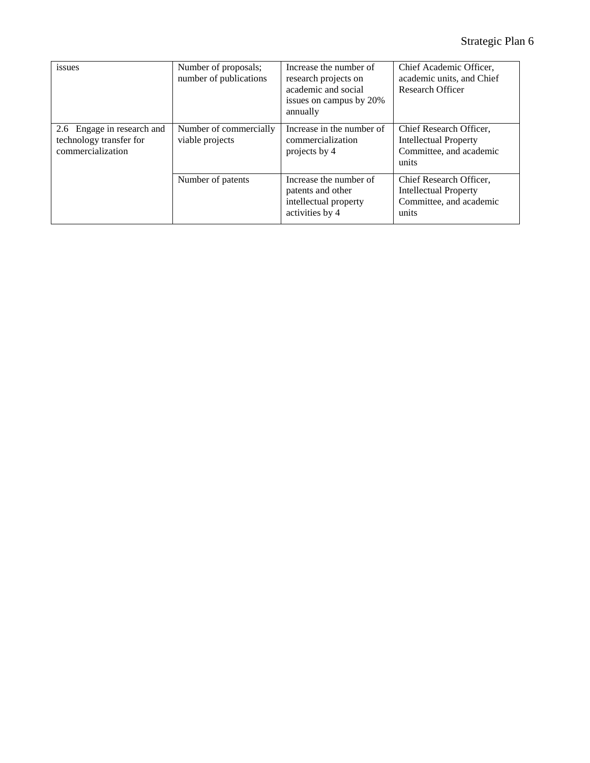| | | | |
|---|---|---|---|
| issues | Number of proposals; number of publications | Increase the number of research projects on academic and social issues on campus by 20% annually | Chief Academic Officer, academic units, and Chief Research Officer |
| 2.6 Engage in research and technology transfer for commercialization | Number of commercially viable projects | Increase in the number of commercialization projects by 4 | Chief Research Officer, Intellectual Property Committee, and academic units |
| | Number of patents | Increase the number of patents and other intellectual property activities by 4 | Chief Research Officer, Intellectual Property Committee, and academic units |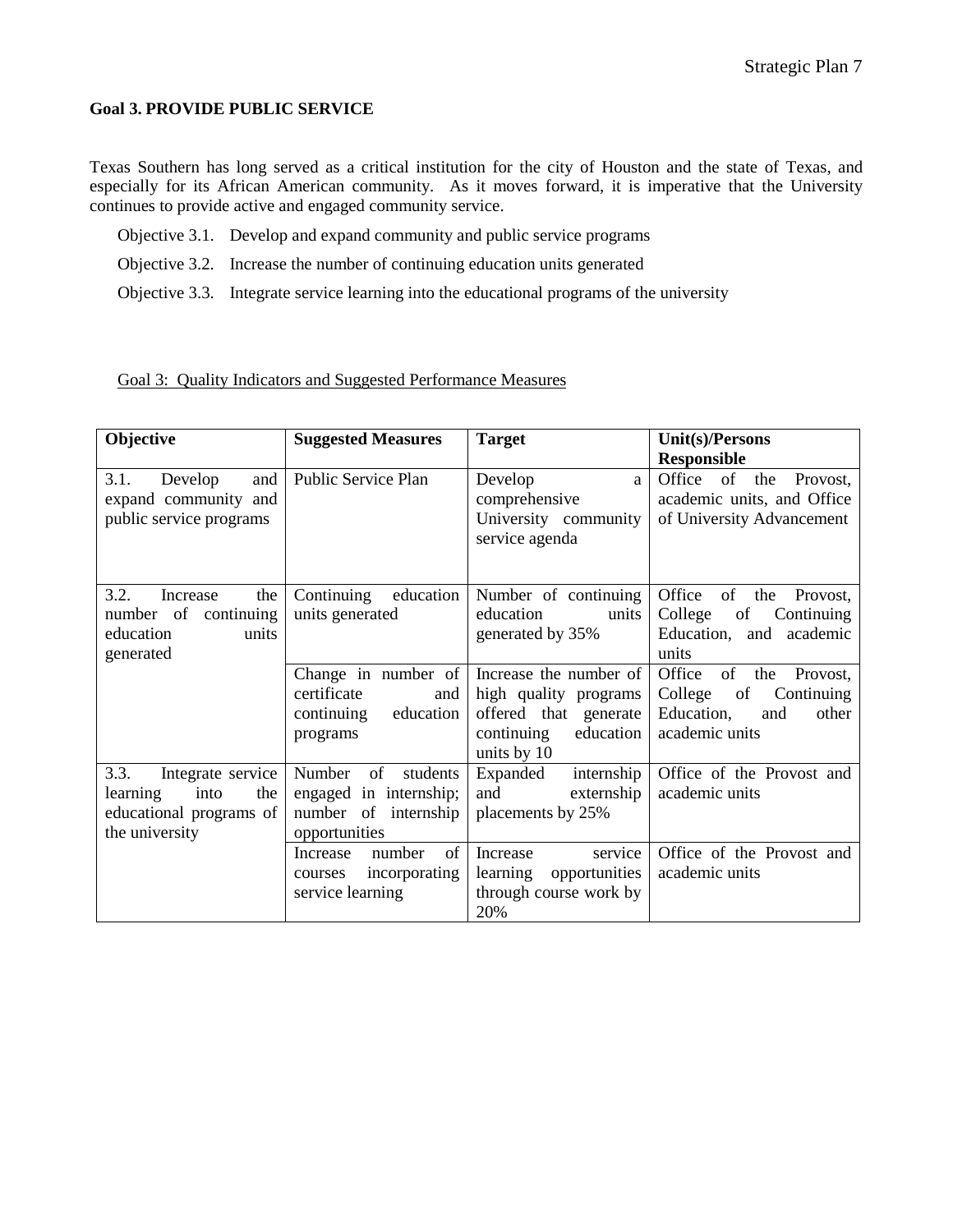**Goal 3. PROVIDE PUBLIC SERVICE**

Texas Southern has long served as a critical institution for the city of Houston and the state of Texas, and especially for its African American community. As it moves forward, it is imperative that the University continues to provide active and engaged community service.

Objective 3.1. Develop and expand community and public service programs

Objective 3.2. Increase the number of continuing education units generated

Objective 3.3. Integrate service learning into the educational programs of the university

Goal 3: Quality Indicators and Suggested Performance Measures

| Objective | Suggested Measures | Target | Unit(s)/Persons Responsible |
|---|---|---|---|
| 3.1. Develop and expand community and public service programs | Public Service Plan | Develop a comprehensive University community service agenda | Office of the Provost, academic units, and Office of University Advancement |
| 3.2. Increase the number of continuing education units generated | Continuing education units generated | Number of continuing education units generated by 35% | Office of the Provost, College of Continuing Education, and academic units |
| | Change in number of certificate and continuing education programs | Increase the number of high quality programs offered that generate continuing education units by 10 | Office of the Provost, College of Continuing Education, and other academic units |
| 3.3. Integrate service learning into the educational programs of the university | Number of students engaged in internship; number of internship opportunities | Expanded internship and externship placements by 25% | Office of the Provost and academic units |
| | Increase number of courses incorporating service learning | Increase service learning opportunities through course work by 20% | Office of the Provost and academic units |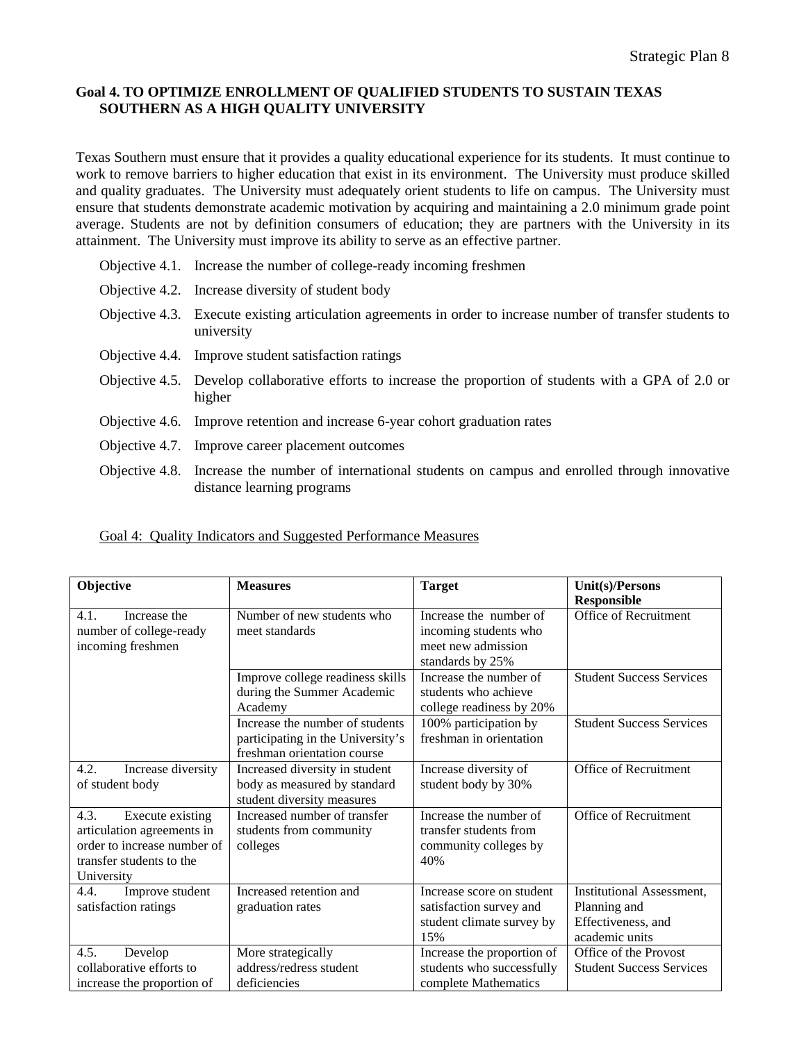**Goal 4. TO OPTIMIZE ENROLLMENT OF QUALIFIED STUDENTS TO SUSTAIN TEXAS SOUTHERN AS A HIGH QUALITY UNIVERSITY**

Texas Southern must ensure that it provides a quality educational experience for its students. It must continue to work to remove barriers to higher education that exist in its environment. The University must produce skilled and quality graduates. The University must adequately orient students to life on campus. The University must ensure that students demonstrate academic motivation by acquiring and maintaining a 2.0 minimum grade point average. Students are not by definition consumers of education; they are partners with the University in its attainment. The University must improve its ability to serve as an effective partner.

- Objective 4.1. Increase the number of college-ready incoming freshmen
- Objective 4.2. Increase diversity of student body
- Objective 4.3. Execute existing articulation agreements in order to increase number of transfer students to university
- Objective 4.4. Improve student satisfaction ratings
- Objective 4.5. Develop collaborative efforts to increase the proportion of students with a GPA of 2.0 or higher
- Objective 4.6. Improve retention and increase 6-year cohort graduation rates
- Objective 4.7. Improve career placement outcomes
- Objective 4.8. Increase the number of international students on campus and enrolled through innovative distance learning programs

Goal 4: Quality Indicators and Suggested Performance Measures

| Objective | Measures | Target | Unit(s)/Persons Responsible |
|---|---|---|---|
| 4.1. Increase the number of college-ready incoming freshmen | Number of new students who meet standards | Increase the number of incoming students who meet new admission standards by 25% | Office of Recruitment |
| | Improve college readiness skills during the Summer Academic Academy | Increase the number of students who achieve college readiness by 20% | Student Success Services |
| | Increase the number of students participating in the University's freshman orientation course | 100% participation by freshman in orientation | Student Success Services |
| 4.2. Increase diversity of student body | Increased diversity in student body as measured by standard student diversity measures | Increase diversity of student body by 30% | Office of Recruitment |
| 4.3. Execute existing articulation agreements in order to increase number of transfer students to the University | Increased number of transfer students from community colleges | Increase the number of transfer students from community colleges by 40% | Office of Recruitment |
| 4.4. Improve student satisfaction ratings | Increased retention and graduation rates | Increase score on student satisfaction survey and student climate survey by 15% | Institutional Assessment, Planning and Effectiveness, and academic units |
| 4.5. Develop collaborative efforts to increase the proportion of | More strategically address/redress student deficiencies | Increase the proportion of students who successfully complete Mathematics | Office of the Provost Student Success Services |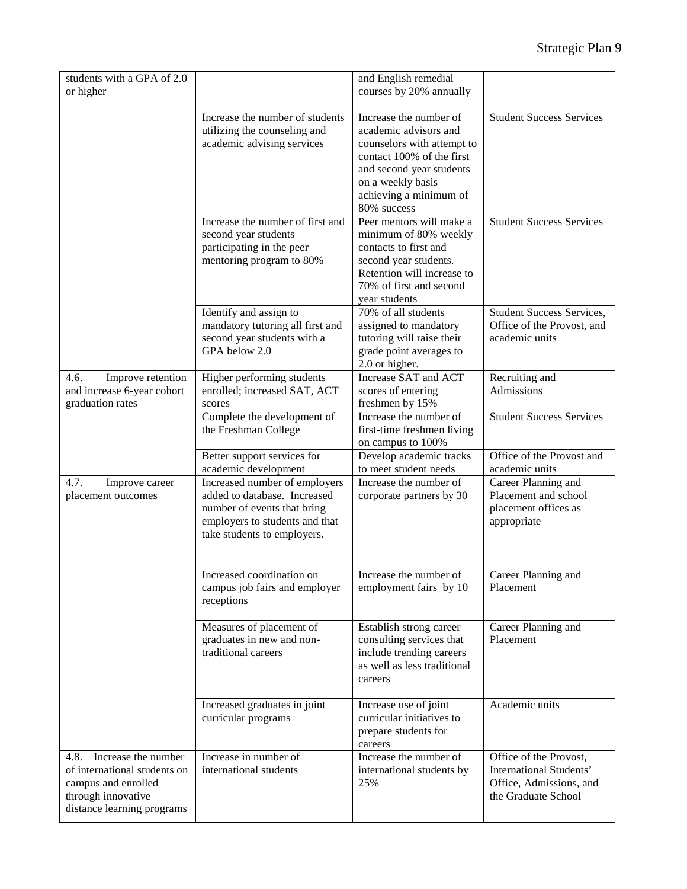| | | | |
|---|---|---|---|
| students with a GPA of 2.0 or higher | | and English remedial courses by 20% annually | |
| | Increase the number of students utilizing the counseling and academic advising services | Increase the number of academic advisors and counselors with attempt to contact 100% of the first and second year students on a weekly basis achieving a minimum of 80% success | Student Success Services |
| | Increase the number of first and second year students participating in the peer mentoring program to 80% | Peer mentors will make a minimum of 80% weekly contacts to first and second year students. Retention will increase to 70% of first and second year students | Student Success Services |
| | Identify and assign to mandatory tutoring all first and second year students with a GPA below 2.0 | 70% of all students assigned to mandatory tutoring will raise their grade point averages to 2.0 or higher. | Student Success Services, Office of the Provost, and academic units |
| 4.6. Improve retention and increase 6-year cohort graduation rates | Higher performing students enrolled; increased SAT, ACT scores | Increase SAT and ACT scores of entering freshmen by 15% | Recruiting and Admissions |
| | Complete the development of the Freshman College | Increase the number of first-time freshmen living on campus to 100% | Student Success Services |
| | Better support services for academic development | Develop academic tracks to meet student needs | Office of the Provost and academic units |
| 4.7. Improve career placement outcomes | Increased number of employers added to database. Increased number of events that bring employers to students and that take students to employers. | Increase the number of corporate partners by 30 | Career Planning and Placement and school placement offices as appropriate |
| | Increased coordination on campus job fairs and employer receptions | Increase the number of employment fairs by 10 | Career Planning and Placement |
| | Measures of placement of graduates in new and non-traditional careers | Establish strong career consulting services that include trending careers as well as less traditional careers | Career Planning and Placement |
| | Increased graduates in joint curricular programs | Increase use of joint curricular initiatives to prepare students for careers | Academic units |
| 4.8. Increase the number of international students on campus and enrolled through innovative distance learning programs | Increase in number of international students | Increase the number of international students by 25% | Office of the Provost, International Students' Office, Admissions, and the Graduate School |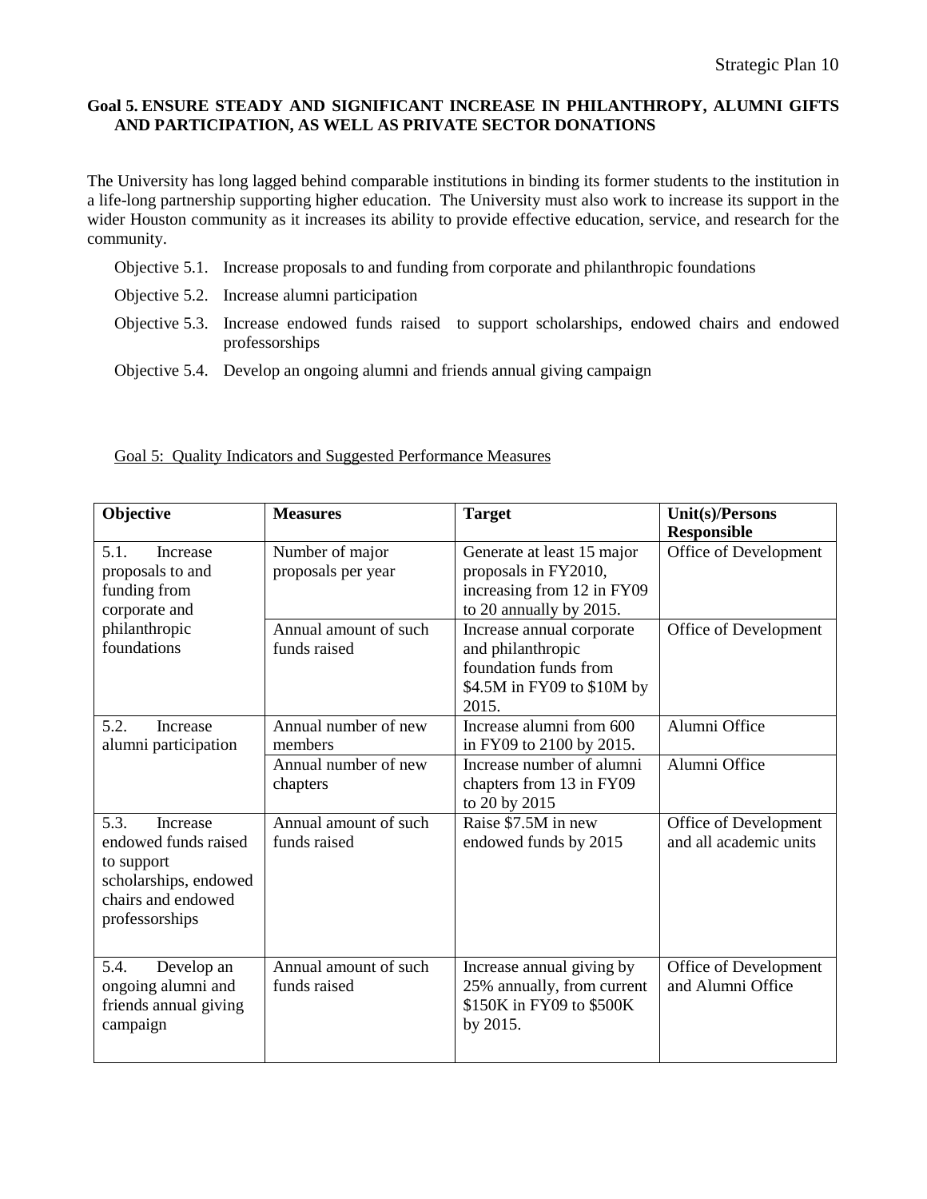**Goal 5. ENSURE STEADY AND SIGNIFICANT INCREASE IN PHILANTHROPY, ALUMNI GIFTS AND PARTICIPATION, AS WELL AS PRIVATE SECTOR DONATIONS**

The University has long lagged behind comparable institutions in binding its former students to the institution in a life-long partnership supporting higher education. The University must also work to increase its support in the wider Houston community as it increases its ability to provide effective education, service, and research for the community.

Objective 5.1. Increase proposals to and funding from corporate and philanthropic foundations

Objective 5.2. Increase alumni participation

Objective 5.3. Increase endowed funds raised to support scholarships, endowed chairs and endowed professorships

Objective 5.4. Develop an ongoing alumni and friends annual giving campaign

Goal 5: Quality Indicators and Suggested Performance Measures

| Objective | Measures | Target | Unit(s)/Persons Responsible |
|---|---|---|---|
| 5.1. Increase proposals to and funding from corporate and philanthropic foundations | Number of major proposals per year | Generate at least 15 major proposals in FY2010, increasing from 12 in FY09 to 20 annually by 2015. | Office of Development |
| | Annual amount of such funds raised | Increase annual corporate and philanthropic foundation funds from \$4.5M in FY09 to \$10M by 2015. | Office of Development |
| 5.2. Increase alumni participation | Annual number of new members | Increase alumni from 600 in FY09 to 2100 by 2015. | Alumni Office |
| | Annual number of new chapters | Increase number of alumni chapters from 13 in FY09 to 20 by 2015 | Alumni Office |
| 5.3. Increase endowed funds raised to support scholarships, endowed chairs and endowed professorships | Annual amount of such funds raised | Raise \$7.5M in new endowed funds by 2015 | Office of Development and all academic units |
| 5.4. Develop an ongoing alumni and friends annual giving campaign | Annual amount of such funds raised | Increase annual giving by 25% annually, from current \$150K in FY09 to \$500K by 2015. | Office of Development and Alumni Office |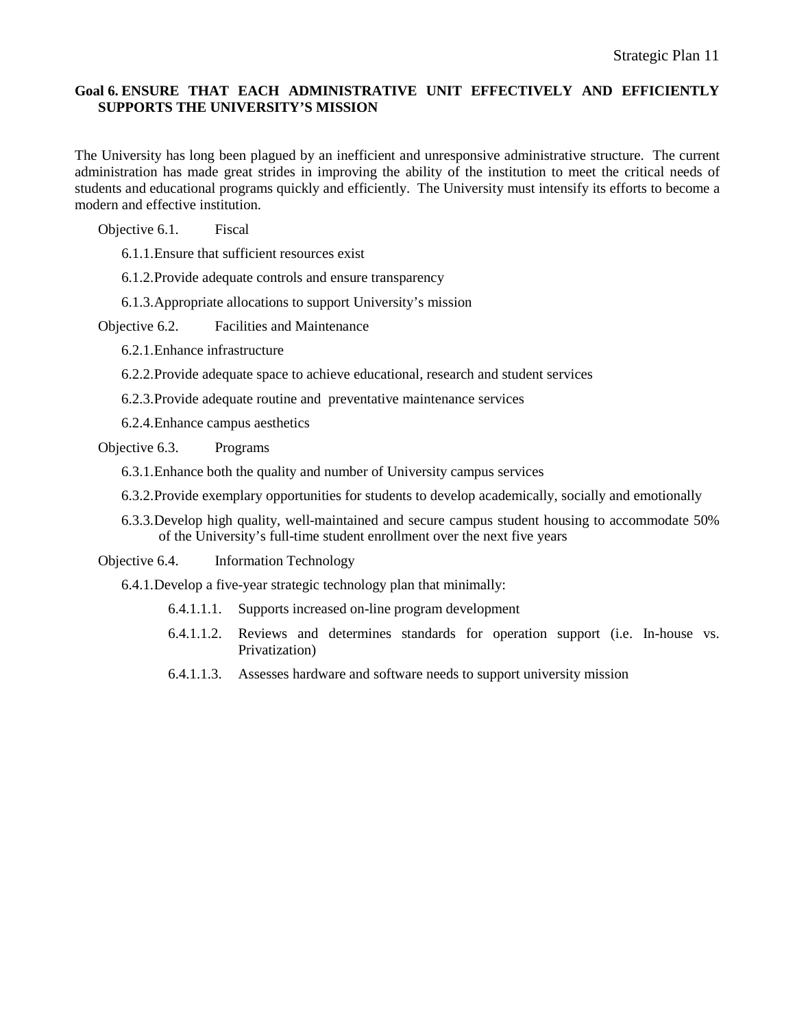## Goal 6. ENSURE THAT EACH ADMINISTRATIVE UNIT EFFECTIVELY AND EFFICIENTLY SUPPORTS THE UNIVERSITY'S MISSION

The University has long been plagued by an inefficient and unresponsive administrative structure. The current administration has made great strides in improving the ability of the institution to meet the critical needs of students and educational programs quickly and efficiently. The University must intensify its efforts to become a modern and effective institution.

Objective 6.1. Fiscal

- 6.1.1. Ensure that sufficient resources exist
- 6.1.2. Provide adequate controls and ensure transparency
- 6.1.3. Appropriate allocations to support University's mission

Objective 6.2. Facilities and Maintenance

- 6.2.1. Enhance infrastructure
- 6.2.2. Provide adequate space to achieve educational, research and student services
- 6.2.3. Provide adequate routine and preventative maintenance services
- 6.2.4. Enhance campus aesthetics

Objective 6.3. Programs

- 6.3.1. Enhance both the quality and number of University campus services
- 6.3.2. Provide exemplary opportunities for students to develop academically, socially and emotionally
- 6.3.3. Develop high quality, well-maintained and secure campus student housing to accommodate 50% of the University's full-time student enrollment over the next five years

Objective 6.4. Information Technology

- 6.4.1. Develop a five-year strategic technology plan that minimally:
  - 6.4.1.1.1. Supports increased on-line program development
  - 6.4.1.1.2. Reviews and determines standards for operation support (i.e. In-house vs. Privatization)
  - 6.4.1.1.3. Assesses hardware and software needs to support university mission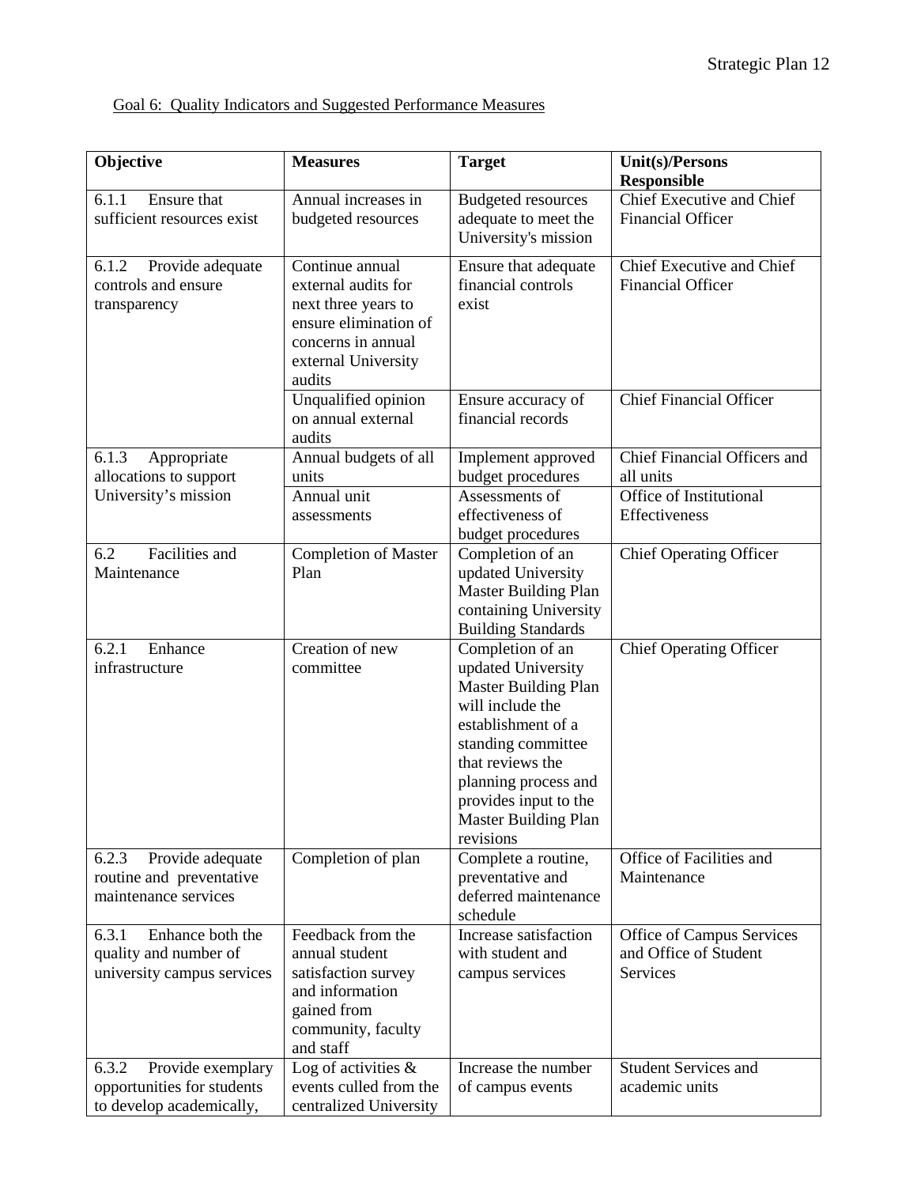Goal 6: Quality Indicators and Suggested Performance Measures

| Objective | Measures | Target | Unit(s)/Persons Responsible |
|---|---|---|---|
| 6.1.1 Ensure that sufficient resources exist | Annual increases in budgeted resources | Budgeted resources adequate to meet the University's mission | Chief Executive and Chief Financial Officer |
| 6.1.2 Provide adequate controls and ensure transparency | Continue annual external audits for next three years to ensure elimination of concerns in annual external University audits | Ensure that adequate financial controls exist | Chief Executive and Chief Financial Officer |
| | Unqualified opinion on annual external audits | Ensure accuracy of financial records | Chief Financial Officer |
| 6.1.3 Appropriate allocations to support University's mission | Annual budgets of all units | Implement approved budget procedures | Chief Financial Officers and all units |
| | Annual unit assessments | Assessments of effectiveness of budget procedures | Office of Institutional Effectiveness |
| 6.2 Facilities and Maintenance | Completion of Master Plan | Completion of an updated University Master Building Plan containing University Building Standards | Chief Operating Officer |
| 6.2.1 Enhance infrastructure | Creation of new committee | Completion of an updated University Master Building Plan will include the establishment of a standing committee that reviews the planning process and provides input to the Master Building Plan revisions | Chief Operating Officer |
| 6.2.3 Provide adequate routine and preventative maintenance services | Completion of plan | Complete a routine, preventative and deferred maintenance schedule | Office of Facilities and Maintenance |
| 6.3.1 Enhance both the quality and number of university campus services | Feedback from the annual student satisfaction survey and information gained from community, faculty and staff | Increase satisfaction with student and campus services | Office of Campus Services and Office of Student Services |
| 6.3.2 Provide exemplary opportunities for students to develop academically, | Log of activities & events culled from the centralized University | Increase the number of campus events | Student Services and academic units |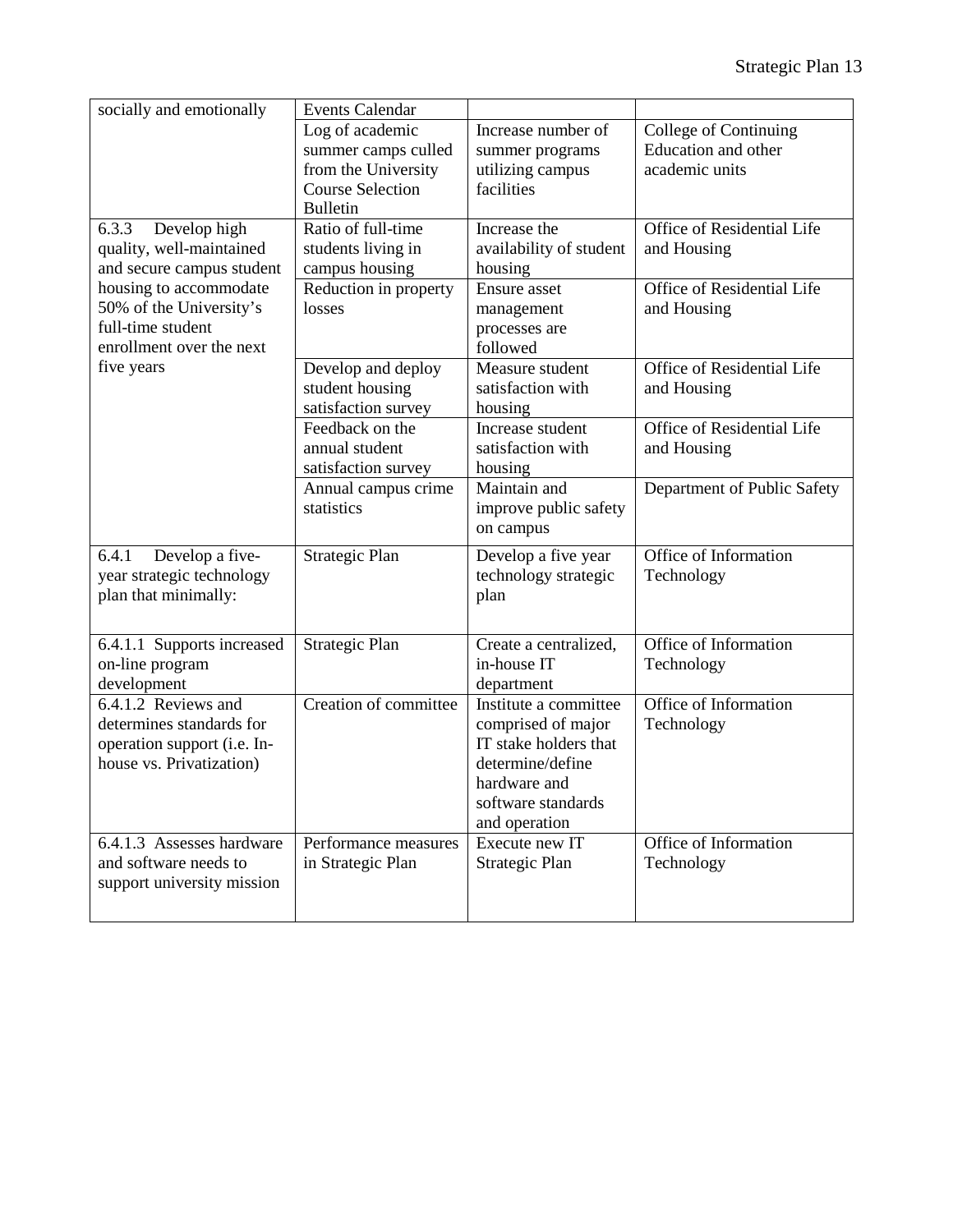| | | | |
|---|---|---|---|
| socially and emotionally | Events Calendar | | |
| | Log of academic summer camps culled from the University Course Selection Bulletin | Increase number of summer programs utilizing campus facilities | College of Continuing Education and other academic units |
| 6.3.3 Develop high quality, well-maintained and secure campus student housing to accommodate 50% of the University's full-time student enrollment over the next five years | Ratio of full-time students living in campus housing | Increase the availability of student housing | Office of Residential Life and Housing |
| | Reduction in property losses | Ensure asset management processes are followed | Office of Residential Life and Housing |
| | Develop and deploy student housing satisfaction survey | Measure student satisfaction with housing | Office of Residential Life and Housing |
| | Feedback on the annual student satisfaction survey | Increase student satisfaction with housing | Office of Residential Life and Housing |
| | Annual campus crime statistics | Maintain and improve public safety on campus | Department of Public Safety |
| 6.4.1 Develop a five-year strategic technology plan that minimally: | Strategic Plan | Develop a five year technology strategic plan | Office of Information Technology |
| 6.4.1.1 Supports increased on-line program development | Strategic Plan | Create a centralized, in-house IT department | Office of Information Technology |
| 6.4.1.2 Reviews and determines standards for operation support (i.e. In-house vs. Privatization) | Creation of committee | Institute a committee comprised of major IT stake holders that determine/define hardware and software standards and operation | Office of Information Technology |
| 6.4.1.3 Assesses hardware and software needs to support university mission | Performance measures in Strategic Plan | Execute new IT Strategic Plan | Office of Information Technology |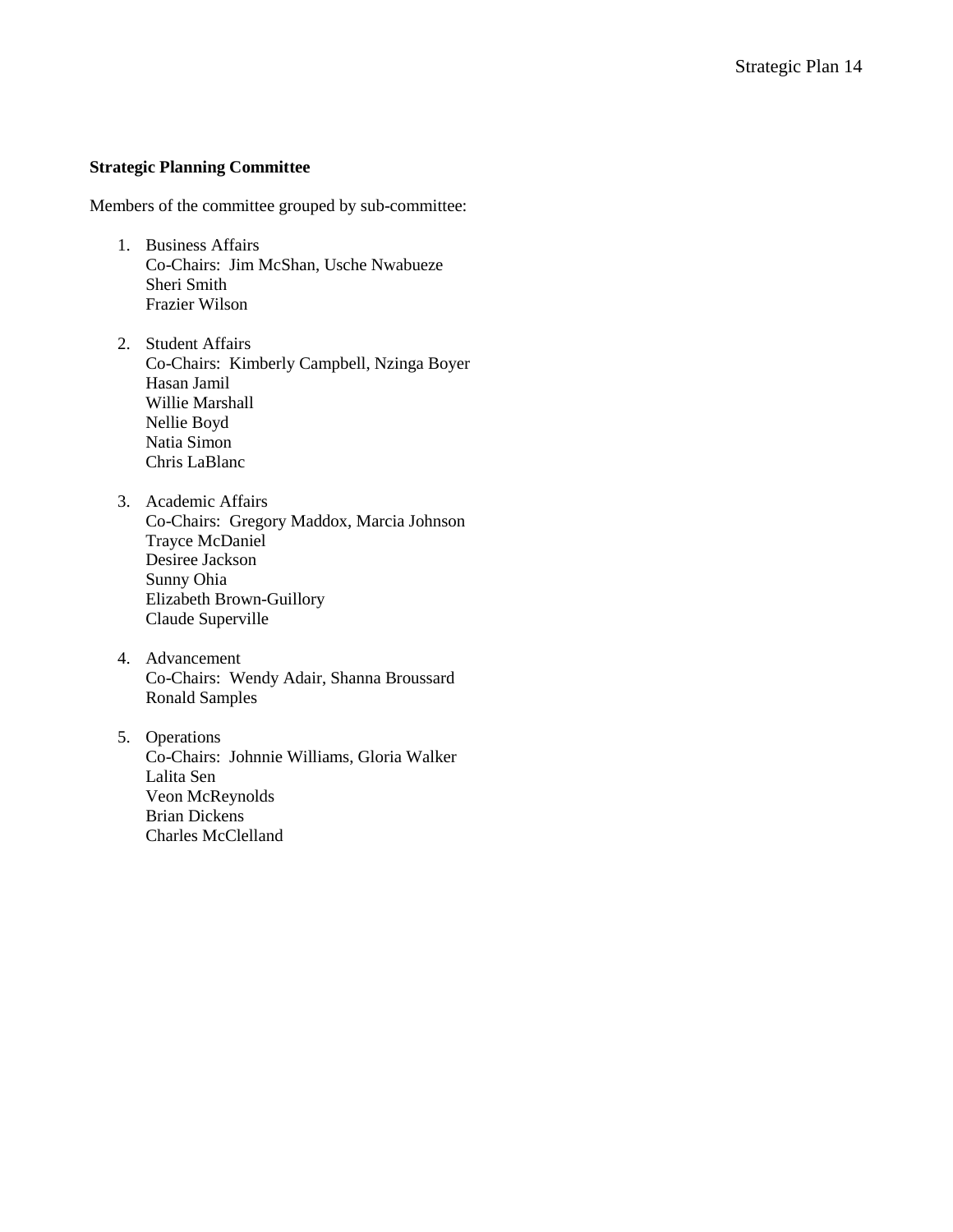**Strategic Planning Committee**

Members of the committee grouped by sub-committee:

1. Business Affairs
   Co-Chairs: Jim McShan, Usche Nwabueze
   Sheri Smith
   Frazier Wilson

2. Student Affairs
   Co-Chairs: Kimberly Campbell, Nzinga Boyer
   Hasan Jamil
   Willie Marshall
   Nellie Boyd
   Natia Simon
   Chris LaBlanc

3. Academic Affairs
   Co-Chairs: Gregory Maddox, Marcia Johnson
   Trayce McDaniel
   Desiree Jackson
   Sunny Ohia
   Elizabeth Brown-Guillory
   Claude Superville

4. Advancement
   Co-Chairs: Wendy Adair, Shanna Broussard
   Ronald Samples

5. Operations
   Co-Chairs: Johnnie Williams, Gloria Walker
   Lalita Sen
   Veon McReynolds
   Brian Dickens
   Charles McClelland